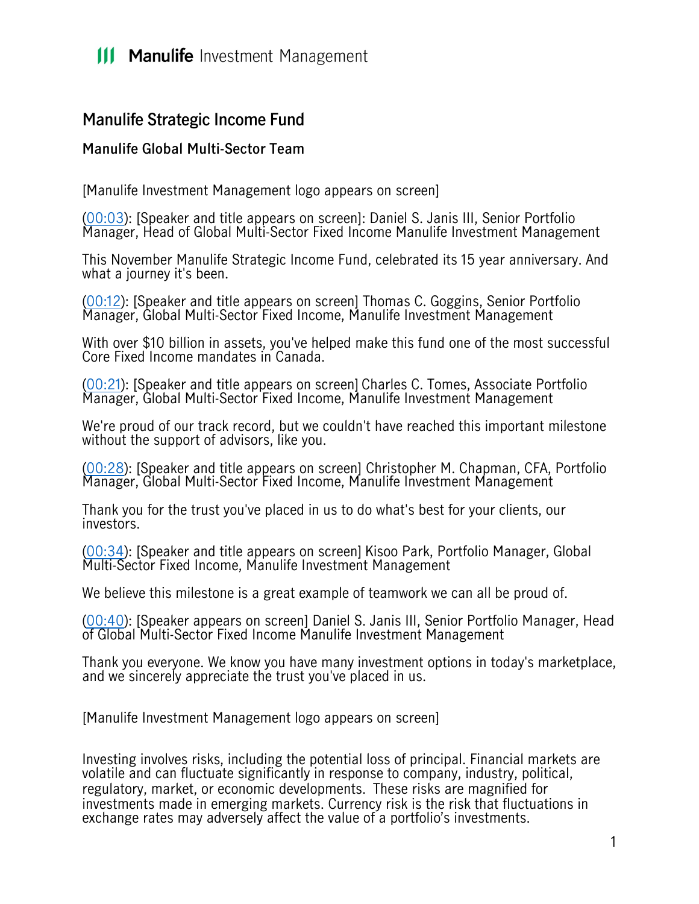# Manulife Strategic Income Fund

## Manulife Global Multi-Sector Team

[Manulife Investment Management logo appears on screen]

(00:03): [Speaker and title appears on screen]: Daniel S. Janis III, Senior Portfolio Manager, Head of Global Multi-Sector Fixed Income Manulife Investment Management

This November Manulife Strategic Income Fund, celebrated its 15 year anniversary. And what a journey it's been.

(00:12): [Speaker and title appears on screen] Thomas C. Goggins, Senior Portfolio Manager, Global Multi-Sector Fixed Income, Manulife Investment Management

With over $10 billion in assets, you've helped make this fund one of the most successful Core Fixed Income mandates in Canada.

(00:21): [Speaker and title appears on screen] Charles C. Tomes, Associate Portfolio Manager, Global Multi-Sector Fixed Income, Manulife Investment Management

We're proud of our track record, but we couldn't have reached this important milestone without the support of advisors, like you.

(00:28): [Speaker and title appears on screen] Christopher M. Chapman, CFA, Portfolio Manager, Global Multi-Sector Fixed Income, Manulife Investment Management

Thank you for the trust you've placed in us to do what's best for your clients, our investors.

(00:34): [Speaker and title appears on screen] Kisoo Park, Portfolio Manager, Global Multi-Sector Fixed Income, Manulife Investment Management

We believe this milestone is a great example of teamwork we can all be proud of.

(00:40): [Speaker appears on screen] Daniel S. Janis III, Senior Portfolio Manager, Head of Global Multi-Sector Fixed Income Manulife Investment Management

Thank you everyone. We know you have many investment options in today's marketplace, and we sincerely appreciate the trust you've placed in us.

[Manulife Investment Management logo appears on screen]

Investing involves risks, including the potential loss of principal. Financial markets are volatile and can fluctuate significantly in response to company, industry, political, regulatory, market, or economic developments. These risks are magnified for investments made in emerging markets. Currency risk is the risk that fluctuations in exchange rates may adversely affect the value of a portfolio's investments.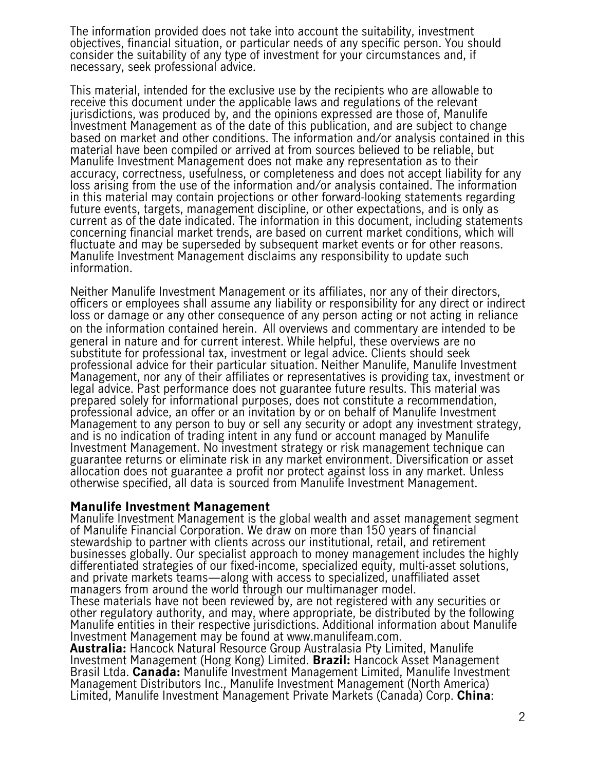The information provided does not take into account the suitability, investment objectives, financial situation, or particular needs of any specific person. You should consider the suitability of any type of investment for your circumstances and, if necessary, seek professional advice.

This material, intended for the exclusive use by the recipients who are allowable to receive this document under the applicable laws and regulations of the relevant jurisdictions, was produced by, and the opinions expressed are those of, Manulife Investment Management as of the date of this publication, and are subject to change based on market and other conditions. The information and/or analysis contained in this material have been compiled or arrived at from sources believed to be reliable, but Manulife Investment Management does not make any representation as to their accuracy, correctness, usefulness, or completeness and does not accept liability for any loss arising from the use of the information and/or analysis contained. The information in this material may contain projections or other forward-looking statements regarding future events, targets, management discipline, or other expectations, and is only as current as of the date indicated. The information in this document, including statements concerning financial market trends, are based on current market conditions, which will fluctuate and may be superseded by subsequent market events or for other reasons. Manulife Investment Management disclaims any responsibility to update such information.

Neither Manulife Investment Management or its affiliates, nor any of their directors, officers or employees shall assume any liability or responsibility for any direct or indirect loss or damage or any other consequence of any person acting or not acting in reliance on the information contained herein. All overviews and commentary are intended to be general in nature and for current interest. While helpful, these overviews are no substitute for professional tax, investment or legal advice. Clients should seek professional advice for their particular situation. Neither Manulife, Manulife Investment Management, nor any of their affiliates or representatives is providing tax, investment or legal advice. Past performance does not guarantee future results. This material was prepared solely for informational purposes, does not constitute a recommendation, professional advice, an offer or an invitation by or on behalf of Manulife Investment Management to any person to buy or sell any security or adopt any investment strategy, and is no indication of trading intent in any fund or account managed by Manulife Investment Management. No investment strategy or risk management technique can guarantee returns or eliminate risk in any market environment. Diversification or asset allocation does not guarantee a profit nor protect against loss in any market. Unless otherwise specified, all data is sourced from Manulife Investment Management.

**Manulife Investment Management**
Manulife Investment Management is the global wealth and asset management segment of Manulife Financial Corporation. We draw on more than 150 years of financial stewardship to partner with clients across our institutional, retail, and retirement businesses globally. Our specialist approach to money management includes the highly differentiated strategies of our fixed-income, specialized equity, multi-asset solutions, and private markets teams—along with access to specialized, unaffiliated asset managers from around the world through our multimanager model.
These materials have not been reviewed by, are not registered with any securities or other regulatory authority, and may, where appropriate, be distributed by the following Manulife entities in their respective jurisdictions. Additional information about Manulife Investment Management may be found at www.manulifeam.com.
**Australia:** Hancock Natural Resource Group Australasia Pty Limited, Manulife Investment Management (Hong Kong) Limited. **Brazil:** Hancock Asset Management Brasil Ltda. **Canada:** Manulife Investment Management Limited, Manulife Investment Management Distributors Inc., Manulife Investment Management (North America) Limited, Manulife Investment Management Private Markets (Canada) Corp. **China**: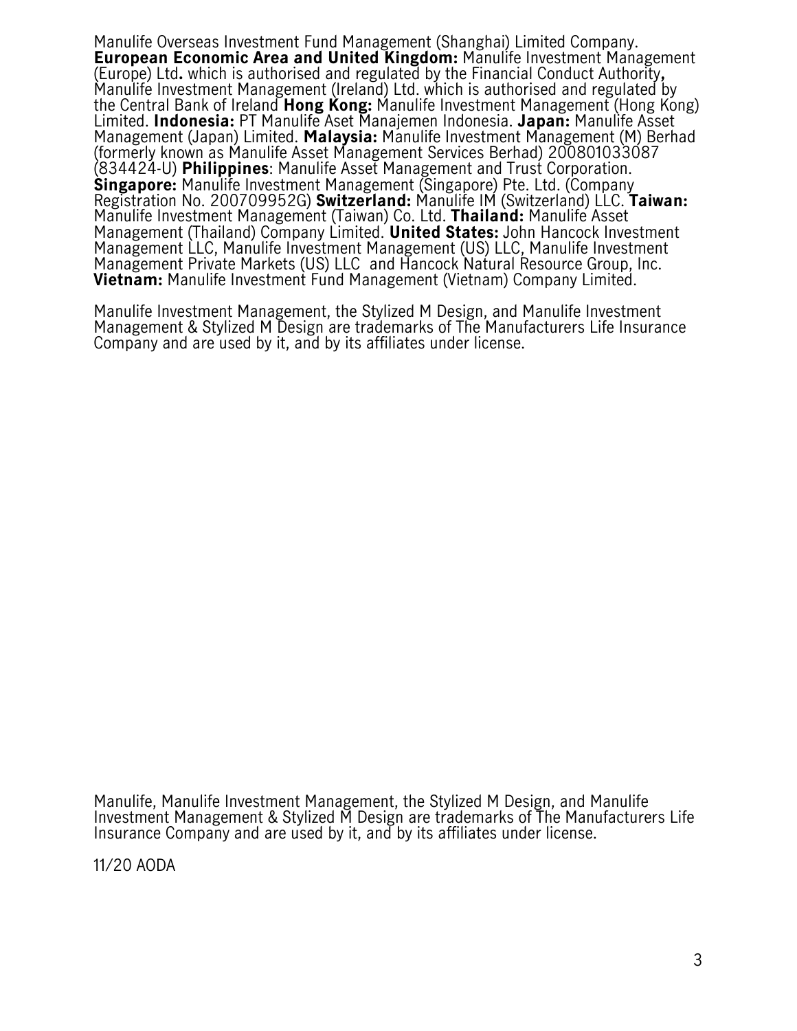Manulife Overseas Investment Fund Management (Shanghai) Limited Company. **European Economic Area and United Kingdom:** Manulife Investment Management (Europe) Ltd**.** which is authorised and regulated by the Financial Conduct Authority**,** Manulife Investment Management (Ireland) Ltd. which is authorised and regulated by the Central Bank of Ireland **Hong Kong:** Manulife Investment Management (Hong Kong) Limited. **Indonesia:** PT Manulife Aset Manajemen Indonesia. **Japan:** Manulife Asset Management (Japan) Limited. **Malaysia:** Manulife Investment Management (M) Berhad (formerly known as Manulife Asset Management Services Berhad) 200801033087 (834424-U) **Philippines**: Manulife Asset Management and Trust Corporation. **Singapore:** Manulife Investment Management (Singapore) Pte. Ltd. (Company Registration No. 200709952G) **Switzerland:** Manulife IM (Switzerland) LLC. **Taiwan:** Manulife Investment Management (Taiwan) Co. Ltd. **Thailand:** Manulife Asset Management (Thailand) Company Limited. **United States:** John Hancock Investment Management LLC, Manulife Investment Management (US) LLC, Manulife Investment Management Private Markets (US) LLC and Hancock Natural Resource Group, Inc. **Vietnam:** Manulife Investment Fund Management (Vietnam) Company Limited.

Manulife Investment Management, the Stylized M Design, and Manulife Investment Management & Stylized M Design are trademarks of The Manufacturers Life Insurance Company and are used by it, and by its affiliates under license.

Manulife, Manulife Investment Management, the Stylized M Design, and Manulife Investment Management & Stylized M Design are trademarks of The Manufacturers Life Insurance Company and are used by it, and by its affiliates under license.

11/20 AODA